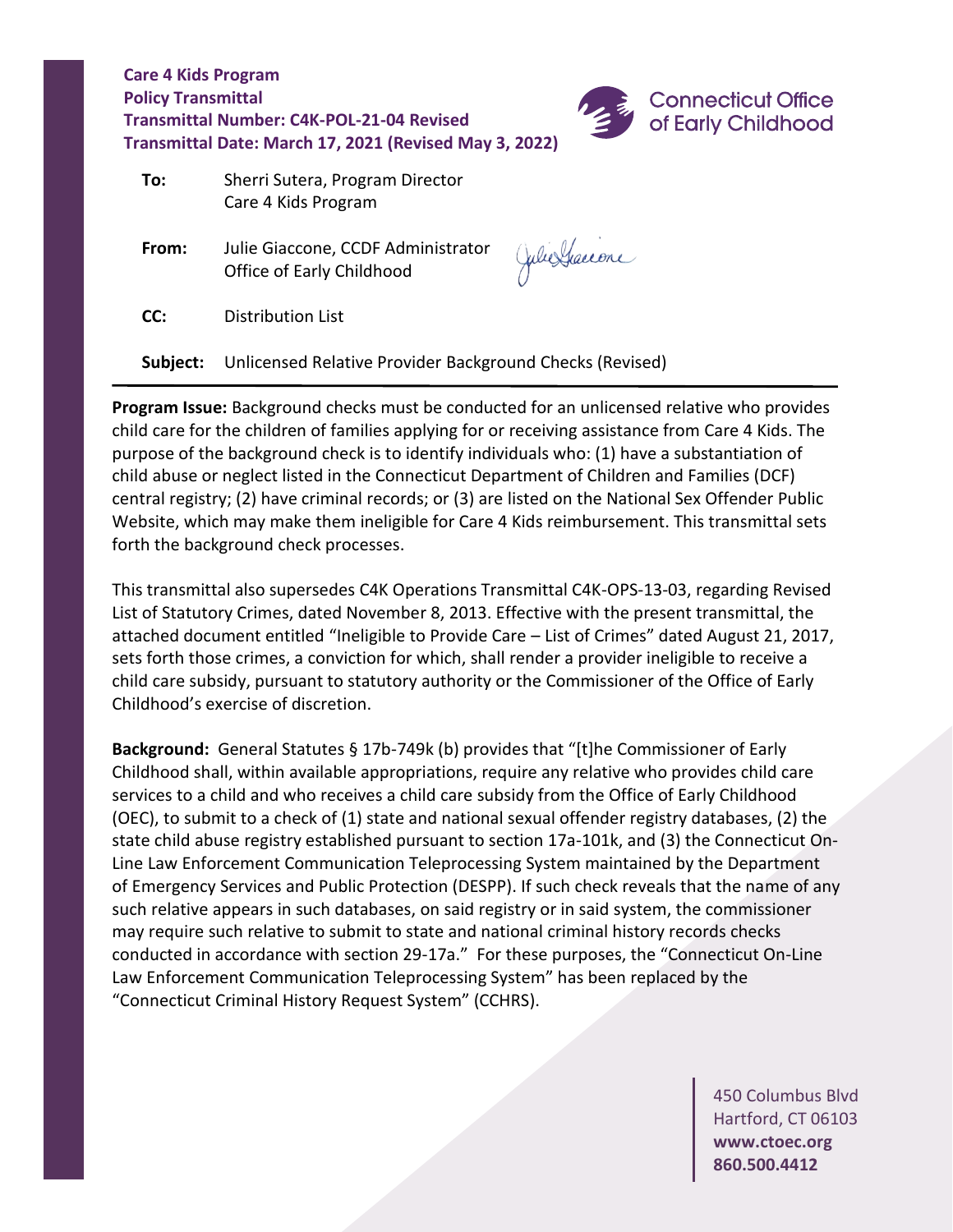**Care 4 Kids Program**
**Policy Transmittal**
**Transmittal Number: C4K-POL-21-04 Revised**
**Transmittal Date: March 17, 2021 (Revised May 3, 2022)**

Connecticut Office of Early Childhood

**To:** Sherri Sutera, Program Director
Care 4 Kids Program

**From:** Julie Giaccone, CCDF Administrator
Office of Early Childhood

**CC:** Distribution List

**Subject:** Unlicensed Relative Provider Background Checks (Revised)

---

**Program Issue:** Background checks must be conducted for an unlicensed relative who provides child care for the children of families applying for or receiving assistance from Care 4 Kids. The purpose of the background check is to identify individuals who: (1) have a substantiation of child abuse or neglect listed in the Connecticut Department of Children and Families (DCF) central registry; (2) have criminal records; or (3) are listed on the National Sex Offender Public Website, which may make them ineligible for Care 4 Kids reimbursement. This transmittal sets forth the background check processes.

This transmittal also supersedes C4K Operations Transmittal C4K-OPS-13-03, regarding Revised List of Statutory Crimes, dated November 8, 2013. Effective with the present transmittal, the attached document entitled "Ineligible to Provide Care – List of Crimes" dated August 21, 2017, sets forth those crimes, a conviction for which, shall render a provider ineligible to receive a child care subsidy, pursuant to statutory authority or the Commissioner of the Office of Early Childhood's exercise of discretion.

**Background:** General Statutes § 17b-749k (b) provides that "[t]he Commissioner of Early Childhood shall, within available appropriations, require any relative who provides child care services to a child and who receives a child care subsidy from the Office of Early Childhood (OEC), to submit to a check of (1) state and national sexual offender registry databases, (2) the state child abuse registry established pursuant to section 17a-101k, and (3) the Connecticut On-Line Law Enforcement Communication Teleprocessing System maintained by the Department of Emergency Services and Public Protection (DESPP). If such check reveals that the name of any such relative appears in such databases, on said registry or in said system, the commissioner may require such relative to submit to state and national criminal history records checks conducted in accordance with section 29-17a." For these purposes, the "Connecticut On-Line Law Enforcement Communication Teleprocessing System" has been replaced by the "Connecticut Criminal History Request System" (CCHRS).

450 Columbus Blvd
Hartford, CT 06103
**www.ctoec.org**
**860.500.4412**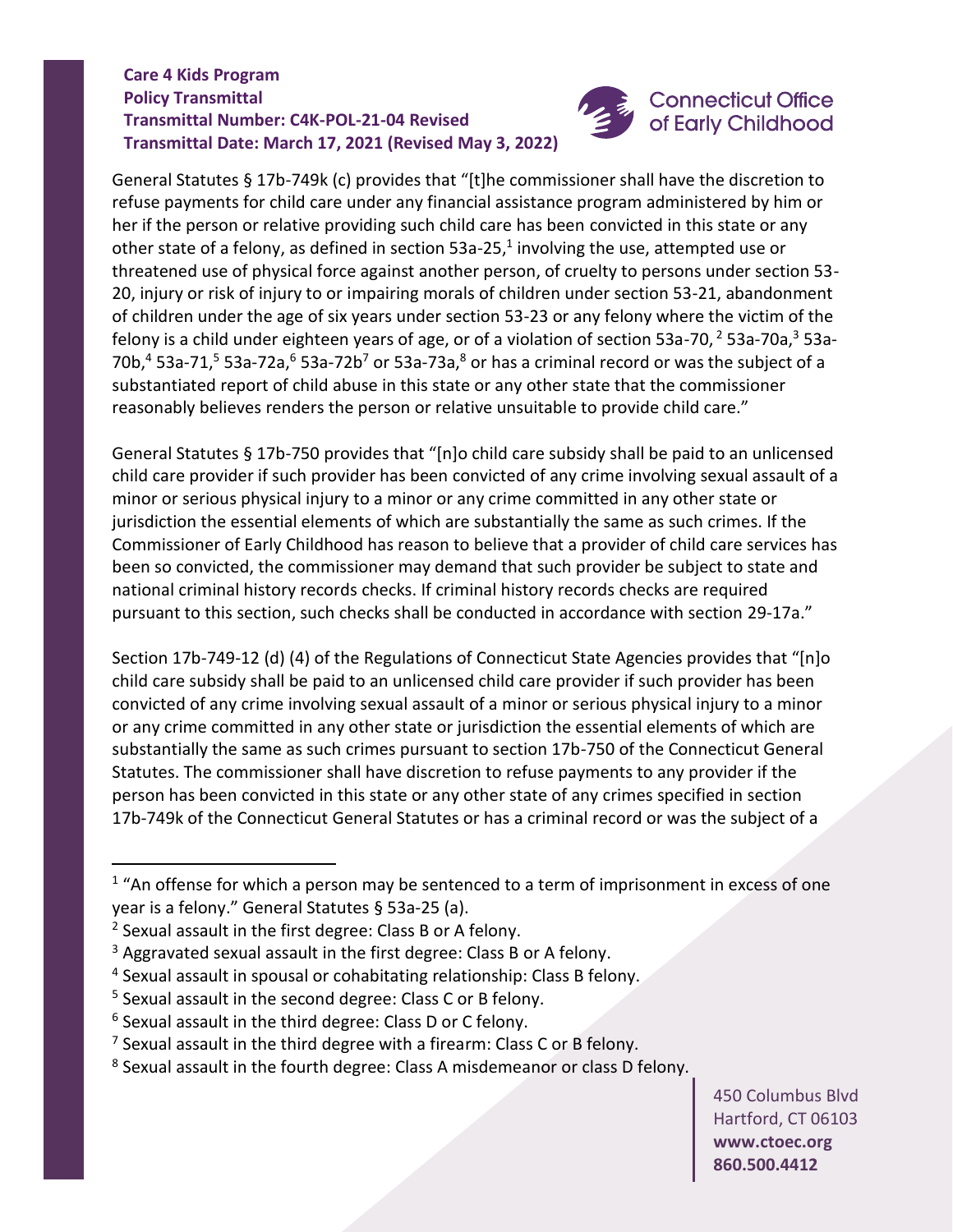General Statutes § 17b-749k (c) provides that "[t]he commissioner shall have the discretion to refuse payments for child care under any financial assistance program administered by him or her if the person or relative providing such child care has been convicted in this state or any other state of a felony, as defined in section 53a-25,[1] involving the use, attempted use or threatened use of physical force against another person, of cruelty to persons under section 53-20, injury or risk of injury to or impairing morals of children under section 53-21, abandonment of children under the age of six years under section 53-23 or any felony where the victim of the felony is a child under eighteen years of age, or of a violation of section 53a-70,[2] 53a-70a,[3] 53a-70b,[4] 53a-71,[5] 53a-72a,[6] 53a-72b[7] or 53a-73a,[8] or has a criminal record or was the subject of a substantiated report of child abuse in this state or any other state that the commissioner reasonably believes renders the person or relative unsuitable to provide child care."

General Statutes § 17b-750 provides that "[n]o child care subsidy shall be paid to an unlicensed child care provider if such provider has been convicted of any crime involving sexual assault of a minor or serious physical injury to a minor or any crime committed in any other state or jurisdiction the essential elements of which are substantially the same as such crimes. If the Commissioner of Early Childhood has reason to believe that a provider of child care services has been so convicted, the commissioner may demand that such provider be subject to state and national criminal history records checks. If criminal history records checks are required pursuant to this section, such checks shall be conducted in accordance with section 29-17a."

Section 17b-749-12 (d) (4) of the Regulations of Connecticut State Agencies provides that "[n]o child care subsidy shall be paid to an unlicensed child care provider if such provider has been convicted of any crime involving sexual assault of a minor or serious physical injury to a minor or any crime committed in any other state or jurisdiction the essential elements of which are substantially the same as such crimes pursuant to section 17b-750 of the Connecticut General Statutes. The commissioner shall have discretion to refuse payments to any provider if the person has been convicted in this state or any other state of any crimes specified in section 17b-749k of the Connecticut General Statutes or has a criminal record or was the subject of a

---

[1] "An offense for which a person may be sentenced to a term of imprisonment in excess of one year is a felony." General Statutes § 53a-25 (a).

[2] Sexual assault in the first degree: Class B or A felony.

[3] Aggravated sexual assault in the first degree: Class B or A felony.

[4] Sexual assault in spousal or cohabitating relationship: Class B felony.

[5] Sexual assault in the second degree: Class C or B felony.

[6] Sexual assault in the third degree: Class D or C felony.

[7] Sexual assault in the third degree with a firearm: Class C or B felony.

[8] Sexual assault in the fourth degree: Class A misdemeanor or class D felony.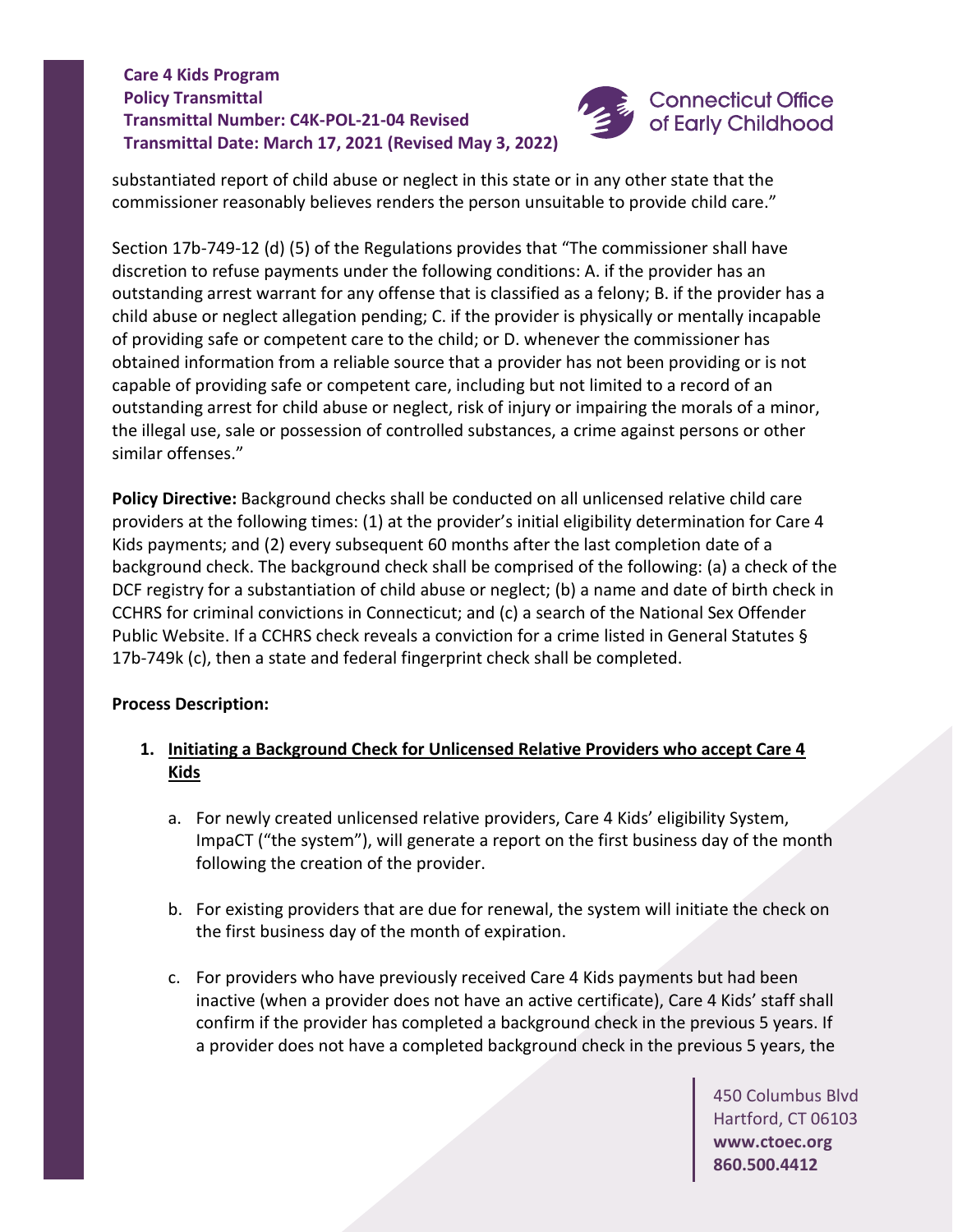substantiated report of child abuse or neglect in this state or in any other state that the commissioner reasonably believes renders the person unsuitable to provide child care."

Section 17b-749-12 (d) (5) of the Regulations provides that "The commissioner shall have discretion to refuse payments under the following conditions: A. if the provider has an outstanding arrest warrant for any offense that is classified as a felony; B. if the provider has a child abuse or neglect allegation pending; C. if the provider is physically or mentally incapable of providing safe or competent care to the child; or D. whenever the commissioner has obtained information from a reliable source that a provider has not been providing or is not capable of providing safe or competent care, including but not limited to a record of an outstanding arrest for child abuse or neglect, risk of injury or impairing the morals of a minor, the illegal use, sale or possession of controlled substances, a crime against persons or other similar offenses."

**Policy Directive:** Background checks shall be conducted on all unlicensed relative child care providers at the following times: (1) at the provider's initial eligibility determination for Care 4 Kids payments; and (2) every subsequent 60 months after the last completion date of a background check. The background check shall be comprised of the following: (a) a check of the DCF registry for a substantiation of child abuse or neglect; (b) a name and date of birth check in CCHRS for criminal convictions in Connecticut; and (c) a search of the National Sex Offender Public Website. If a CCHRS check reveals a conviction for a crime listed in General Statutes § 17b-749k (c), then a state and federal fingerprint check shall be completed.

**Process Description:**

1. **Initiating a Background Check for Unlicensed Relative Providers who accept Care 4 Kids**

   a. For newly created unlicensed relative providers, Care 4 Kids' eligibility System, ImpaCT ("the system"), will generate a report on the first business day of the month following the creation of the provider.

   b. For existing providers that are due for renewal, the system will initiate the check on the first business day of the month of expiration.

   c. For providers who have previously received Care 4 Kids payments but had been inactive (when a provider does not have an active certificate), Care 4 Kids' staff shall confirm if the provider has completed a background check in the previous 5 years. If a provider does not have a completed background check in the previous 5 years, the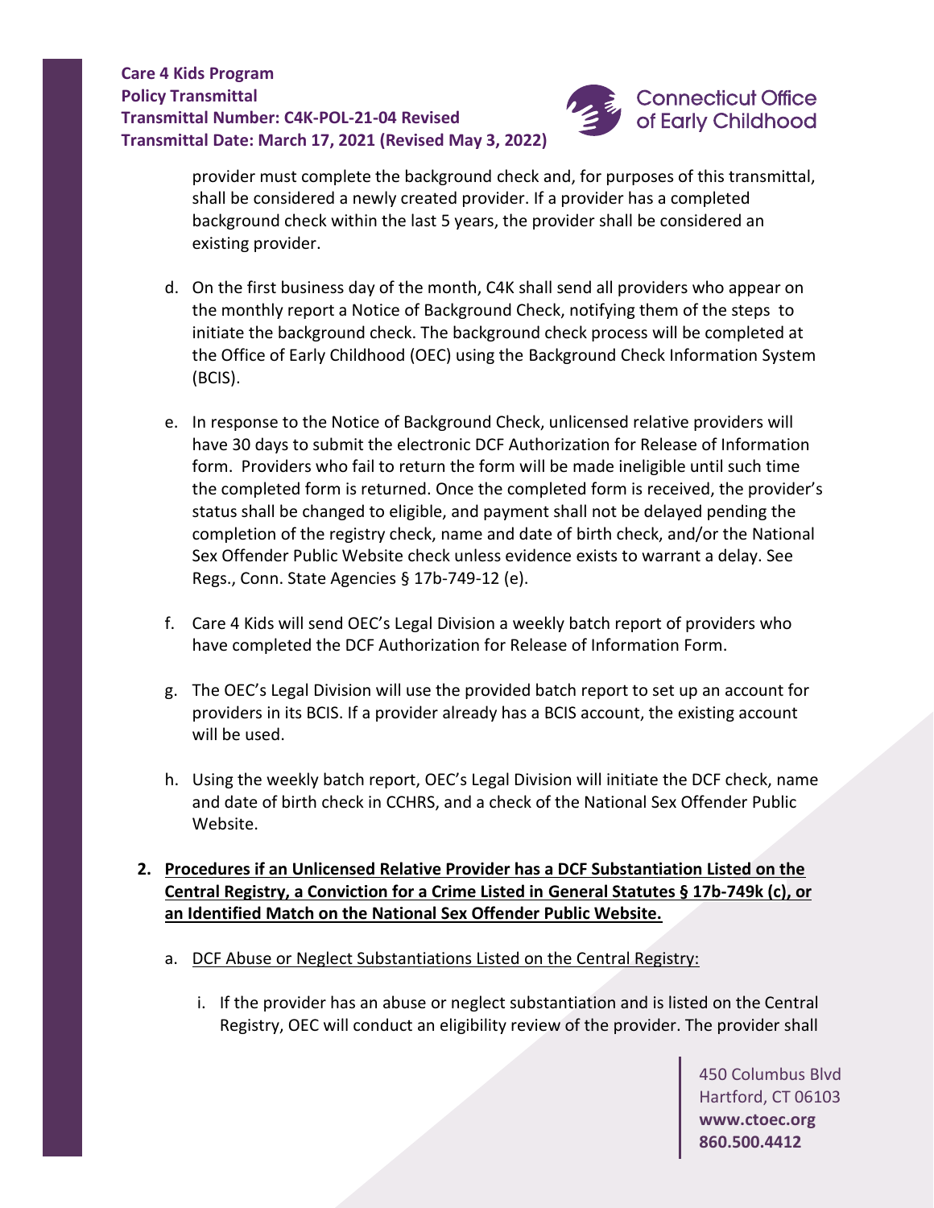provider must complete the background check and, for purposes of this transmittal, shall be considered a newly created provider. If a provider has a completed background check within the last 5 years, the provider shall be considered an existing provider.

d. On the first business day of the month, C4K shall send all providers who appear on the monthly report a Notice of Background Check, notifying them of the steps to initiate the background check. The background check process will be completed at the Office of Early Childhood (OEC) using the Background Check Information System (BCIS).

e. In response to the Notice of Background Check, unlicensed relative providers will have 30 days to submit the electronic DCF Authorization for Release of Information form. Providers who fail to return the form will be made ineligible until such time the completed form is returned. Once the completed form is received, the provider's status shall be changed to eligible, and payment shall not be delayed pending the completion of the registry check, name and date of birth check, and/or the National Sex Offender Public Website check unless evidence exists to warrant a delay. See Regs., Conn. State Agencies § 17b-749-12 (e).

f. Care 4 Kids will send OEC's Legal Division a weekly batch report of providers who have completed the DCF Authorization for Release of Information Form.

g. The OEC's Legal Division will use the provided batch report to set up an account for providers in its BCIS. If a provider already has a BCIS account, the existing account will be used.

h. Using the weekly batch report, OEC's Legal Division will initiate the DCF check, name and date of birth check in CCHRS, and a check of the National Sex Offender Public Website.

**2. <u>Procedures if an Unlicensed Relative Provider has a DCF Substantiation Listed on the Central Registry, a Conviction for a Crime Listed in General Statutes § 17b-749k (c), or an Identified Match on the National Sex Offender Public Website.</u>**

a. <u>DCF Abuse or Neglect Substantiations Listed on the Central Registry:</u>

i. If the provider has an abuse or neglect substantiation and is listed on the Central Registry, OEC will conduct an eligibility review of the provider. The provider shall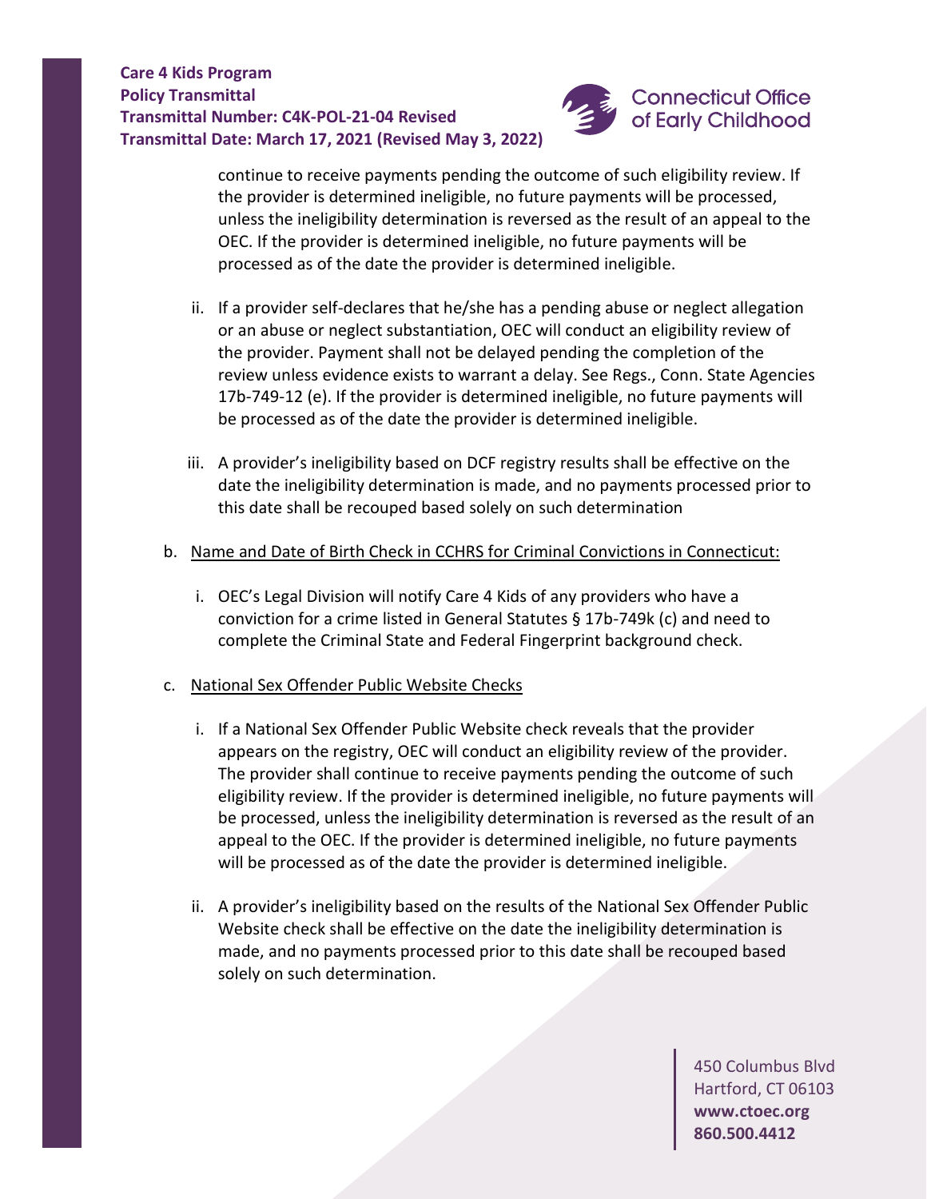continue to receive payments pending the outcome of such eligibility review. If the provider is determined ineligible, no future payments will be processed, unless the ineligibility determination is reversed as the result of an appeal to the OEC. If the provider is determined ineligible, no future payments will be processed as of the date the provider is determined ineligible.

ii. If a provider self-declares that he/she has a pending abuse or neglect allegation or an abuse or neglect substantiation, OEC will conduct an eligibility review of the provider. Payment shall not be delayed pending the completion of the review unless evidence exists to warrant a delay. See Regs., Conn. State Agencies 17b-749-12 (e). If the provider is determined ineligible, no future payments will be processed as of the date the provider is determined ineligible.

iii. A provider's ineligibility based on DCF registry results shall be effective on the date the ineligibility determination is made, and no payments processed prior to this date shall be recouped based solely on such determination

b. <u>Name and Date of Birth Check in CCHRS for Criminal Convictions in Connecticut:</u>

i. OEC's Legal Division will notify Care 4 Kids of any providers who have a conviction for a crime listed in General Statutes § 17b-749k (c) and need to complete the Criminal State and Federal Fingerprint background check.

c. <u>National Sex Offender Public Website Checks</u>

i. If a National Sex Offender Public Website check reveals that the provider appears on the registry, OEC will conduct an eligibility review of the provider. The provider shall continue to receive payments pending the outcome of such eligibility review. If the provider is determined ineligible, no future payments will be processed, unless the ineligibility determination is reversed as the result of an appeal to the OEC. If the provider is determined ineligible, no future payments will be processed as of the date the provider is determined ineligible.

ii. A provider's ineligibility based on the results of the National Sex Offender Public Website check shall be effective on the date the ineligibility determination is made, and no payments processed prior to this date shall be recouped based solely on such determination.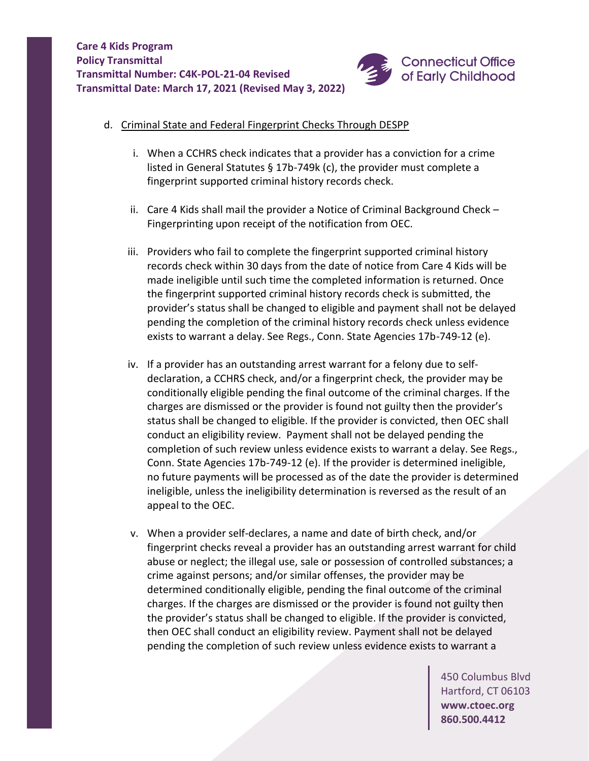d. Criminal State and Federal Fingerprint Checks Through DESPP

   i. When a CCHRS check indicates that a provider has a conviction for a crime listed in General Statutes § 17b-749k (c), the provider must complete a fingerprint supported criminal history records check.

   ii. Care 4 Kids shall mail the provider a Notice of Criminal Background Check – Fingerprinting upon receipt of the notification from OEC.

   iii. Providers who fail to complete the fingerprint supported criminal history records check within 30 days from the date of notice from Care 4 Kids will be made ineligible until such time the completed information is returned. Once the fingerprint supported criminal history records check is submitted, the provider's status shall be changed to eligible and payment shall not be delayed pending the completion of the criminal history records check unless evidence exists to warrant a delay. See Regs., Conn. State Agencies 17b-749-12 (e).

   iv. If a provider has an outstanding arrest warrant for a felony due to self-declaration, a CCHRS check, and/or a fingerprint check, the provider may be conditionally eligible pending the final outcome of the criminal charges. If the charges are dismissed or the provider is found not guilty then the provider's status shall be changed to eligible. If the provider is convicted, then OEC shall conduct an eligibility review. Payment shall not be delayed pending the completion of such review unless evidence exists to warrant a delay. See Regs., Conn. State Agencies 17b-749-12 (e). If the provider is determined ineligible, no future payments will be processed as of the date the provider is determined ineligible, unless the ineligibility determination is reversed as the result of an appeal to the OEC.

   v. When a provider self-declares, a name and date of birth check, and/or fingerprint checks reveal a provider has an outstanding arrest warrant for child abuse or neglect; the illegal use, sale or possession of controlled substances; a crime against persons; and/or similar offenses, the provider may be determined conditionally eligible, pending the final outcome of the criminal charges. If the charges are dismissed or the provider is found not guilty then the provider's status shall be changed to eligible. If the provider is convicted, then OEC shall conduct an eligibility review. Payment shall not be delayed pending the completion of such review unless evidence exists to warrant a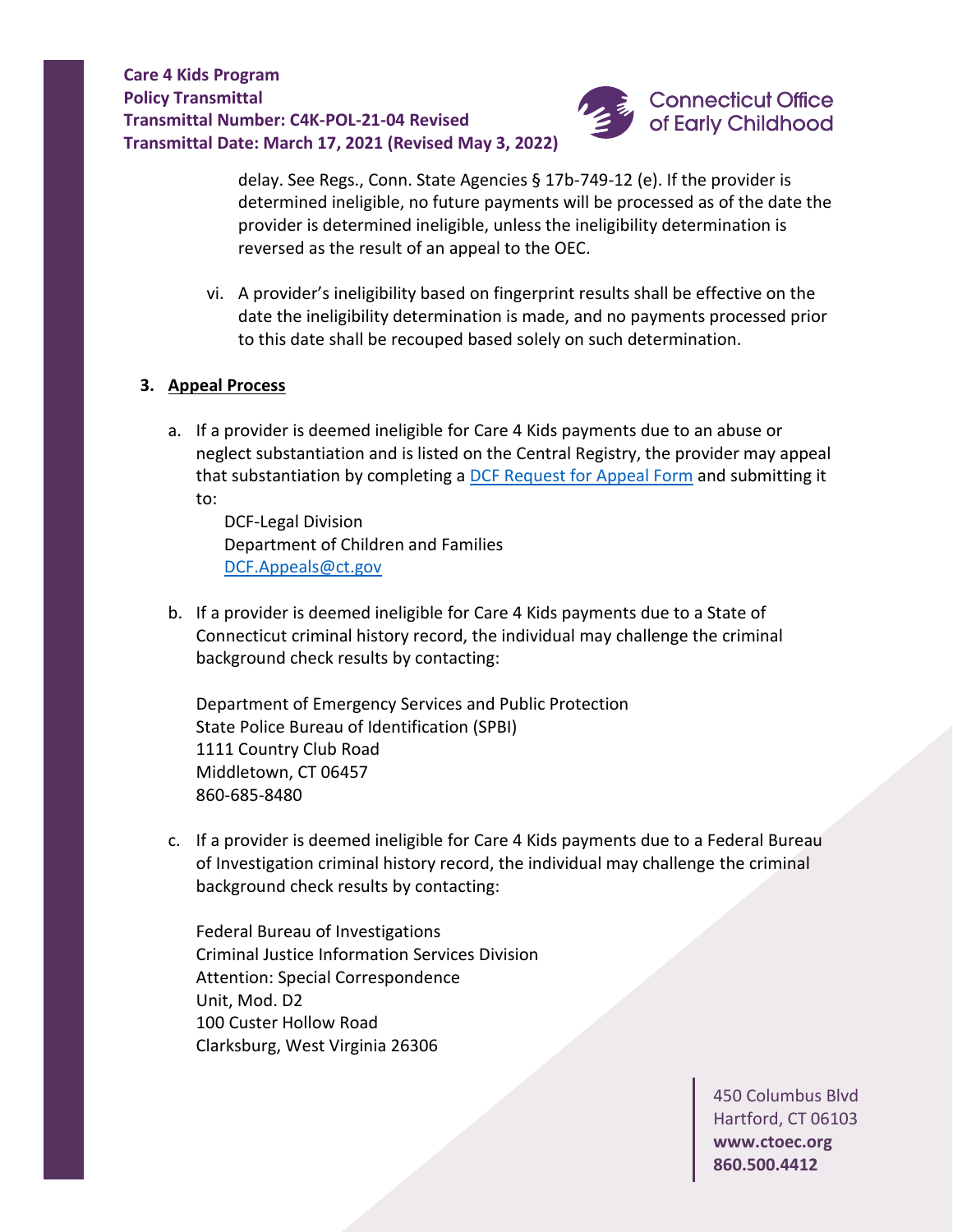delay. See Regs., Conn. State Agencies § 17b-749-12 (e). If the provider is determined ineligible, no future payments will be processed as of the date the provider is determined ineligible, unless the ineligibility determination is reversed as the result of an appeal to the OEC.

vi. A provider's ineligibility based on fingerprint results shall be effective on the date the ineligibility determination is made, and no payments processed prior to this date shall be recouped based solely on such determination.

**3. Appeal Process**

a. If a provider is deemed ineligible for Care 4 Kids payments due to an abuse or neglect substantiation and is listed on the Central Registry, the provider may appeal that substantiation by completing a [DCF Request for Appeal Form] and submitting it to:

DCF-Legal Division
Department of Children and Families
DCF.Appeals@ct.gov

b. If a provider is deemed ineligible for Care 4 Kids payments due to a State of Connecticut criminal history record, the individual may challenge the criminal background check results by contacting:

Department of Emergency Services and Public Protection
State Police Bureau of Identification (SPBI)
1111 Country Club Road
Middletown, CT 06457
860-685-8480

c. If a provider is deemed ineligible for Care 4 Kids payments due to a Federal Bureau of Investigation criminal history record, the individual may challenge the criminal background check results by contacting:

Federal Bureau of Investigations
Criminal Justice Information Services Division
Attention: Special Correspondence
Unit, Mod. D2
100 Custer Hollow Road
Clarksburg, West Virginia 26306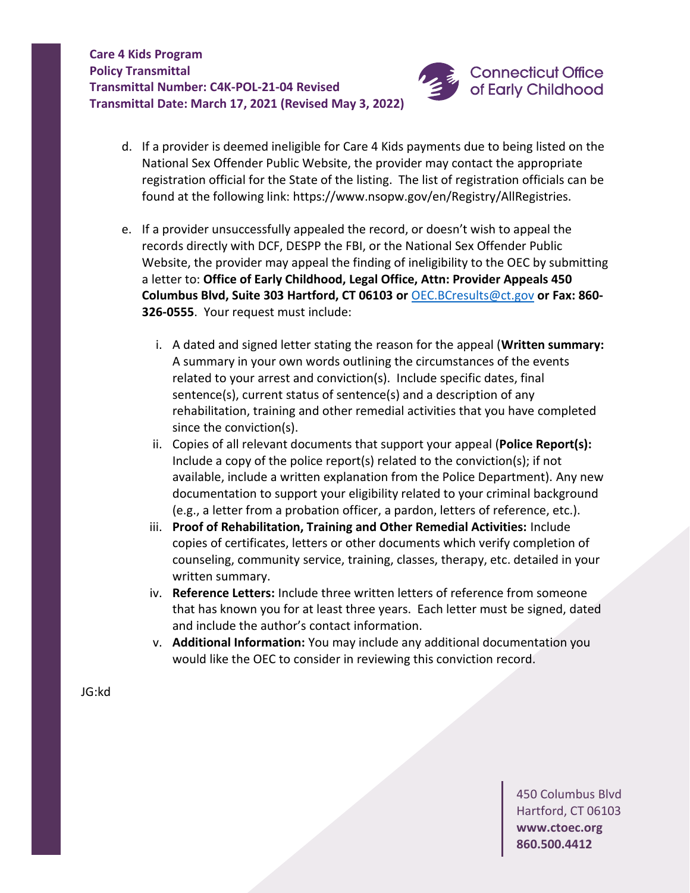d. If a provider is deemed ineligible for Care 4 Kids payments due to being listed on the National Sex Offender Public Website, the provider may contact the appropriate registration official for the State of the listing. The list of registration officials can be found at the following link: https://www.nsopw.gov/en/Registry/AllRegistries.

e. If a provider unsuccessfully appealed the record, or doesn't wish to appeal the records directly with DCF, DESPP the FBI, or the National Sex Offender Public Website, the provider may appeal the finding of ineligibility to the OEC by submitting a letter to: **Office of Early Childhood, Legal Office, Attn: Provider Appeals 450 Columbus Blvd, Suite 303 Hartford, CT 06103 or** OEC.BCresults@ct.gov **or Fax: 860-326-0555**. Your request must include:

   i. A dated and signed letter stating the reason for the appeal (**Written summary:** A summary in your own words outlining the circumstances of the events related to your arrest and conviction(s). Include specific dates, final sentence(s), current status of sentence(s) and a description of any rehabilitation, training and other remedial activities that you have completed since the conviction(s).

   ii. Copies of all relevant documents that support your appeal (**Police Report(s):** Include a copy of the police report(s) related to the conviction(s); if not available, include a written explanation from the Police Department). Any new documentation to support your eligibility related to your criminal background (e.g., a letter from a probation officer, a pardon, letters of reference, etc.).

   iii. **Proof of Rehabilitation, Training and Other Remedial Activities:** Include copies of certificates, letters or other documents which verify completion of counseling, community service, training, classes, therapy, etc. detailed in your written summary.

   iv. **Reference Letters:** Include three written letters of reference from someone that has known you for at least three years. Each letter must be signed, dated and include the author's contact information.

   v. **Additional Information:** You may include any additional documentation you would like the OEC to consider in reviewing this conviction record.

JG:kd